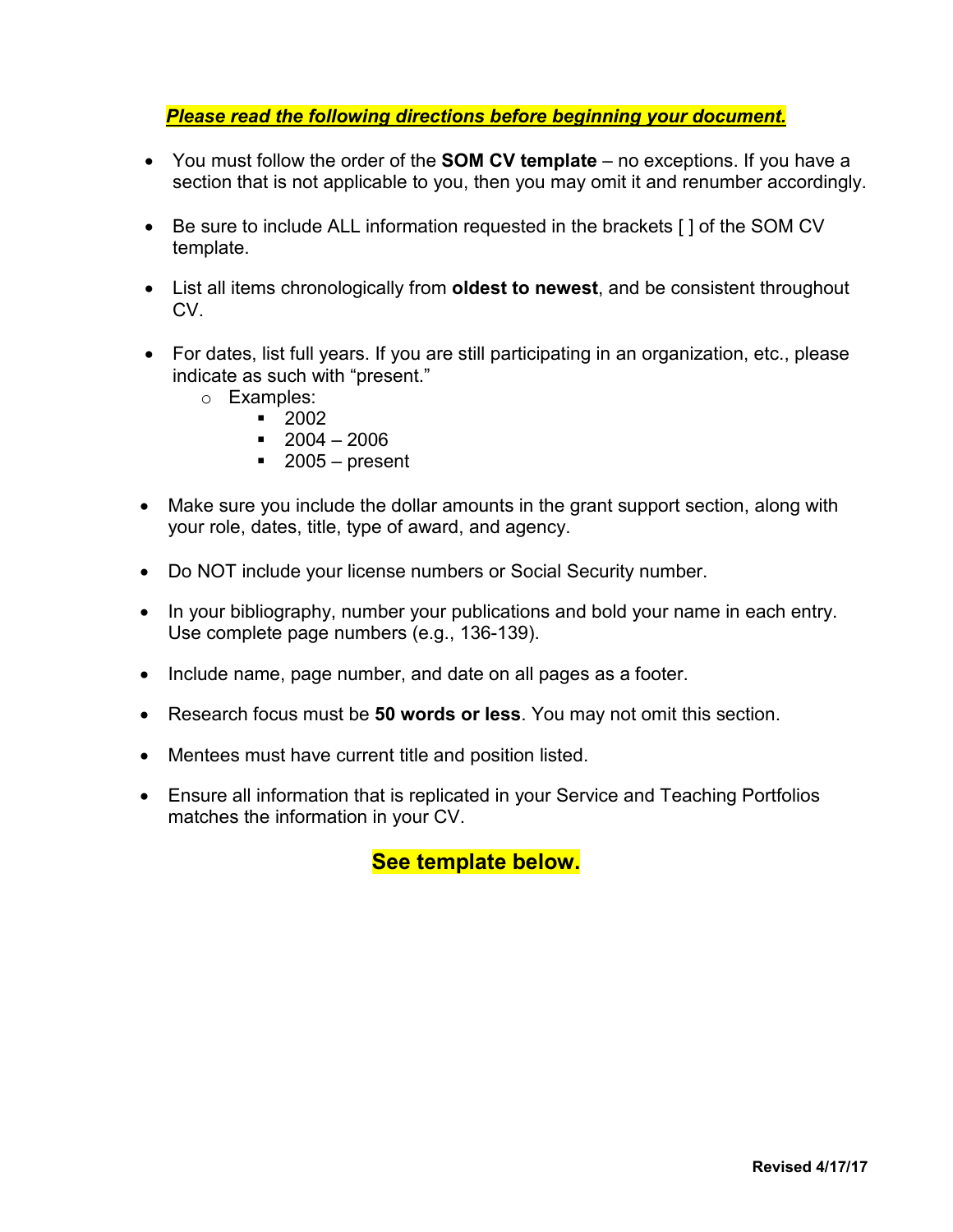***Please read the following directions before beginning your document.***

- You must follow the order of the **SOM CV template** – no exceptions. If you have a section that is not applicable to you, then you may omit it and renumber accordingly.

- Be sure to include ALL information requested in the brackets [ ] of the SOM CV template.

- List all items chronologically from **oldest to newest**, and be consistent throughout CV.

- For dates, list full years. If you are still participating in an organization, etc., please indicate as such with "present."
  - Examples:
    - 2002
    - 2004 – 2006
    - 2005 – present

- Make sure you include the dollar amounts in the grant support section, along with your role, dates, title, type of award, and agency.

- Do NOT include your license numbers or Social Security number.

- In your bibliography, number your publications and bold your name in each entry. Use complete page numbers (e.g., 136-139).

- Include name, page number, and date on all pages as a footer.

- Research focus must be **50 words or less**. You may not omit this section.

- Mentees must have current title and position listed.

- Ensure all information that is replicated in your Service and Teaching Portfolios matches the information in your CV.

**See template below.**

**Revised 4/17/17**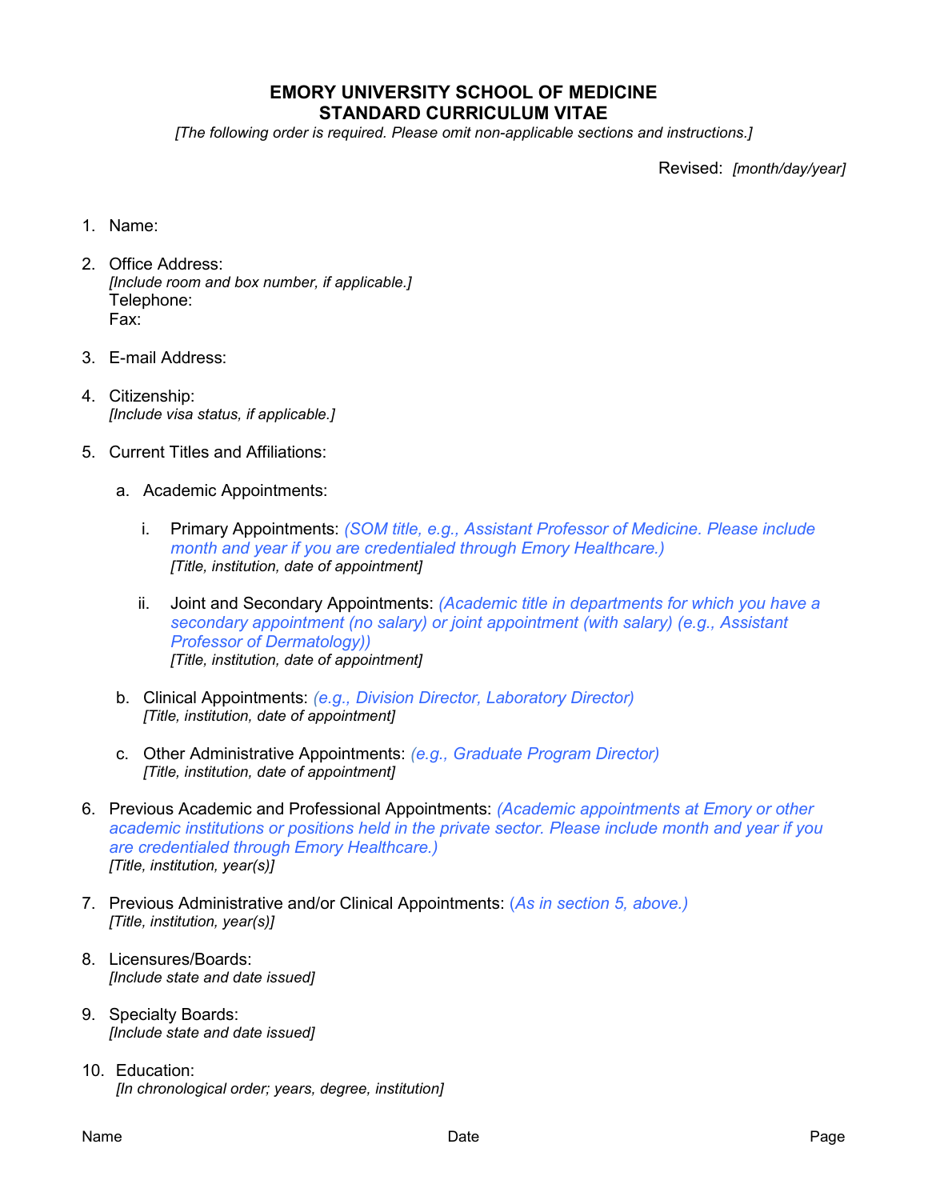# EMORY UNIVERSITY SCHOOL OF MEDICINE
# STANDARD CURRICULUM VITAE

*[The following order is required. Please omit non-applicable sections and instructions.]*

Revised: *[month/day/year]*

1. Name:

2. Office Address:
   *[Include room and box number, if applicable.]*
   Telephone:
   Fax:

3. E-mail Address:

4. Citizenship:
   *[Include visa status, if applicable.]*

5. Current Titles and Affiliations:

   a. Academic Appointments:

      i. Primary Appointments: *(SOM title, e.g., Assistant Professor of Medicine. Please include month and year if you are credentialed through Emory Healthcare.)*
         *[Title, institution, date of appointment]*

      ii. Joint and Secondary Appointments: *(Academic title in departments for which you have a secondary appointment (no salary) or joint appointment (with salary) (e.g., Assistant Professor of Dermatology))*
         *[Title, institution, date of appointment]*

   b. Clinical Appointments: *(e.g., Division Director, Laboratory Director)*
      *[Title, institution, date of appointment]*

   c. Other Administrative Appointments: *(e.g., Graduate Program Director)*
      *[Title, institution, date of appointment]*

6. Previous Academic and Professional Appointments: *(Academic appointments at Emory or other academic institutions or positions held in the private sector. Please include month and year if you are credentialed through Emory Healthcare.)*
   *[Title, institution, year(s)]*

7. Previous Administrative and/or Clinical Appointments: *(As in section 5, above.)*
   *[Title, institution, year(s)]*

8. Licensures/Boards:
   *[Include state and date issued]*

9. Specialty Boards:
   *[Include state and date issued]*

10. Education:
    *[In chronological order; years, degree, institution]*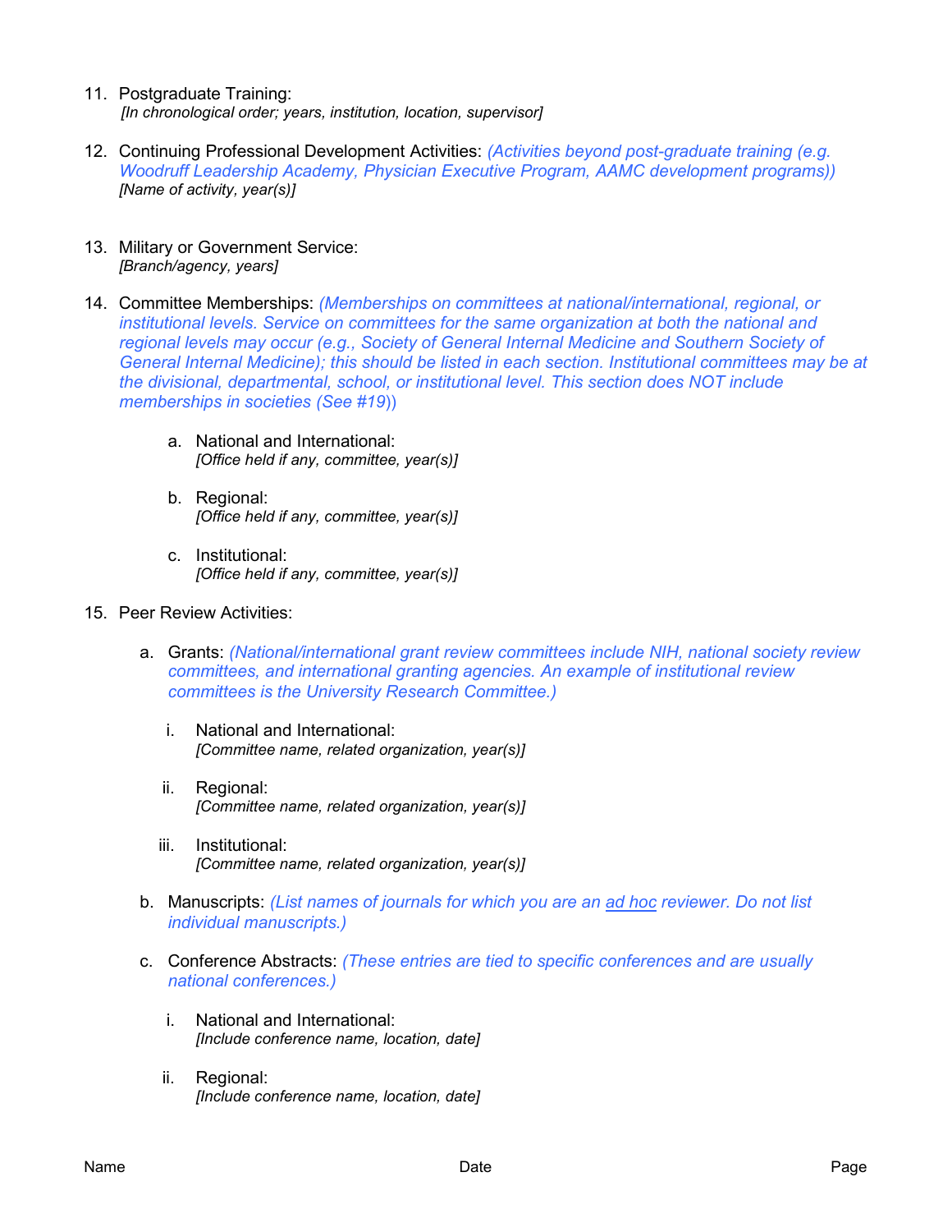11. Postgraduate Training:
    *[In chronological order; years, institution, location, supervisor]*

12. Continuing Professional Development Activities: *(Activities beyond post-graduate training (e.g. Woodruff Leadership Academy, Physician Executive Program, AAMC development programs))*
    *[Name of activity, year(s)]*

13. Military or Government Service:
    *[Branch/agency, years]*

14. Committee Memberships: *(Memberships on committees at national/international, regional, or institutional levels. Service on committees for the same organization at both the national and regional levels may occur (e.g., Society of General Internal Medicine and Southern Society of General Internal Medicine); this should be listed in each section. Institutional committees may be at the divisional, departmental, school, or institutional level. This section does NOT include memberships in societies (See #19))*

    a. National and International:
       *[Office held if any, committee, year(s)]*

    b. Regional:
       *[Office held if any, committee, year(s)]*

    c. Institutional:
       *[Office held if any, committee, year(s)]*

15. Peer Review Activities:

    a. Grants: *(National/international grant review committees include NIH, national society review committees, and international granting agencies. An example of institutional review committees is the University Research Committee.)*

       i. National and International:
          *[Committee name, related organization, year(s)]*

       ii. Regional:
           *[Committee name, related organization, year(s)]*

       iii. Institutional:
            *[Committee name, related organization, year(s)]*

    b. Manuscripts: *(List names of journals for which you are an ad hoc reviewer. Do not list individual manuscripts.)*

    c. Conference Abstracts: *(These entries are tied to specific conferences and are usually national conferences.)*

       i. National and International:
          *[Include conference name, location, date]*

       ii. Regional:
           *[Include conference name, location, date]*

Name Date Page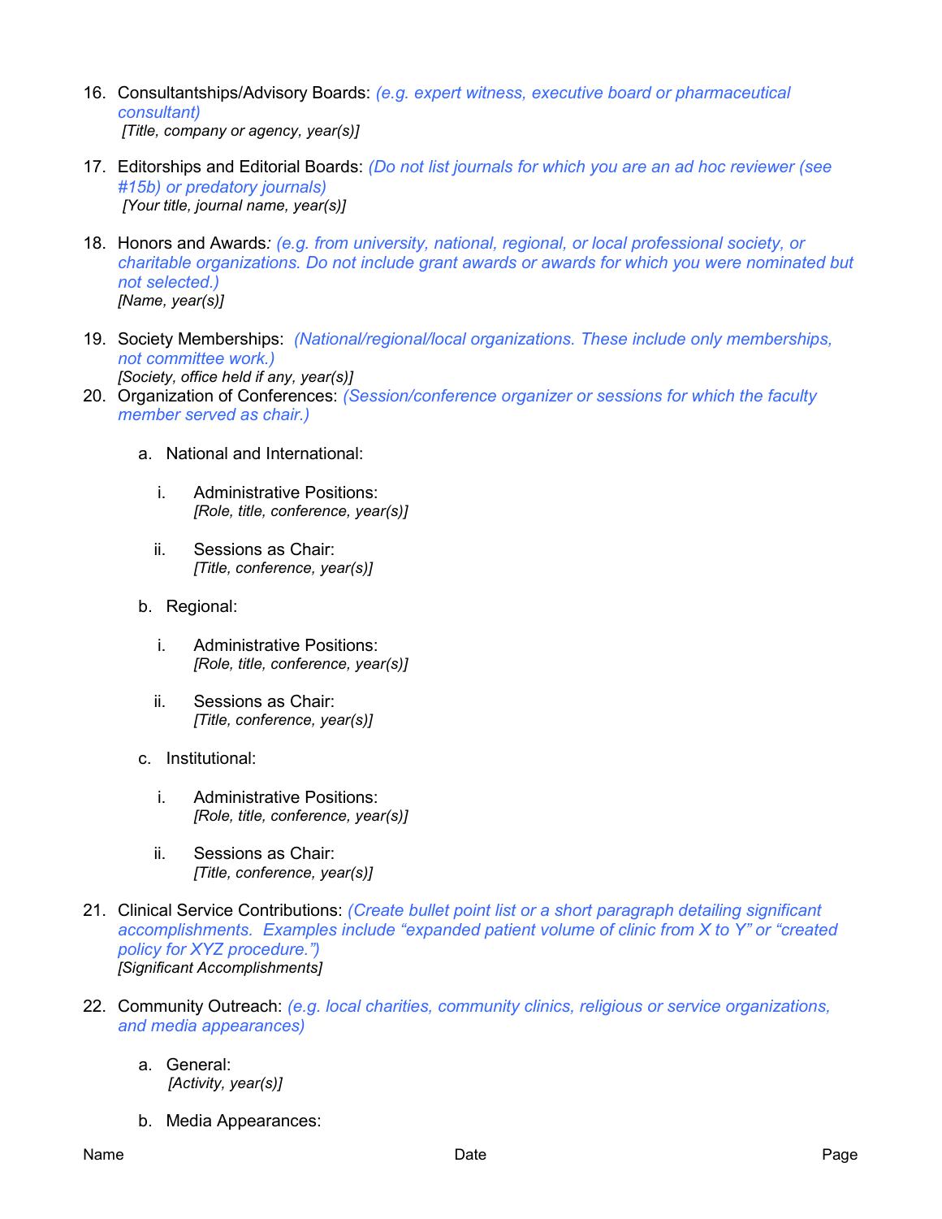16. Consultantships/Advisory Boards: *(e.g. expert witness, executive board or pharmaceutical consultant)*
    *[Title, company or agency, year(s)]*

17. Editorships and Editorial Boards: *(Do not list journals for which you are an ad hoc reviewer (see #15b) or predatory journals)*
    *[Your title, journal name, year(s)]*

18. Honors and Awards: *(e.g. from university, national, regional, or local professional society, or charitable organizations. Do not include grant awards or awards for which you were nominated but not selected.)*
    *[Name, year(s)]*

19. Society Memberships: *(National/regional/local organizations. These include only memberships, not committee work.)*
    *[Society, office held if any, year(s)]*

20. Organization of Conferences: *(Session/conference organizer or sessions for which the faculty member served as chair.)*

    a. National and International:

       i. Administrative Positions:
          *[Role, title, conference, year(s)]*

       ii. Sessions as Chair:
           *[Title, conference, year(s)]*

    b. Regional:

       i. Administrative Positions:
          *[Role, title, conference, year(s)]*

       ii. Sessions as Chair:
           *[Title, conference, year(s)]*

    c. Institutional:

       i. Administrative Positions:
          *[Role, title, conference, year(s)]*

       ii. Sessions as Chair:
           *[Title, conference, year(s)]*

21. Clinical Service Contributions: *(Create bullet point list or a short paragraph detailing significant accomplishments. Examples include "expanded patient volume of clinic from X to Y" or "created policy for XYZ procedure.")*
    *[Significant Accomplishments]*

22. Community Outreach: *(e.g. local charities, community clinics, religious or service organizations, and media appearances)*

    a. General:
       *[Activity, year(s)]*

    b. Media Appearances: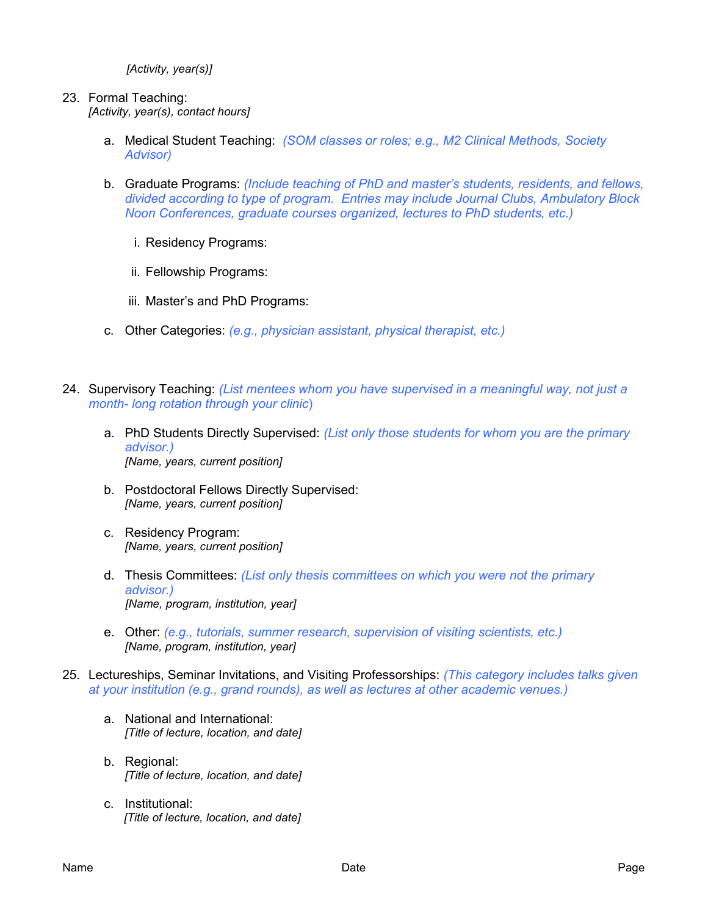*[Activity, year(s)]*

23. Formal Teaching:
    *[Activity, year(s), contact hours]*

    a. Medical Student Teaching: *(SOM classes or roles; e.g., M2 Clinical Methods, Society Advisor)*

    b. Graduate Programs: *(Include teaching of PhD and master's students, residents, and fellows, divided according to type of program. Entries may include Journal Clubs, Ambulatory Block Noon Conferences, graduate courses organized, lectures to PhD students, etc.)*

        i. Residency Programs:

        ii. Fellowship Programs:

        iii. Master's and PhD Programs:

    c. Other Categories: *(e.g., physician assistant, physical therapist, etc.)*

24. Supervisory Teaching: *(List mentees whom you have supervised in a meaningful way, not just a month- long rotation through your clinic)*

    a. PhD Students Directly Supervised: *(List only those students for whom you are the primary advisor.)*
       *[Name, years, current position]*

    b. Postdoctoral Fellows Directly Supervised:
       *[Name, years, current position]*

    c. Residency Program:
       *[Name, years, current position]*

    d. Thesis Committees: *(List only thesis committees on which you were not the primary advisor.)*
       *[Name, program, institution, year]*

    e. Other: *(e.g., tutorials, summer research, supervision of visiting scientists, etc.)*
       *[Name, program, institution, year]*

25. Lectureships, Seminar Invitations, and Visiting Professorships: *(This category includes talks given at your institution (e.g., grand rounds), as well as lectures at other academic venues.)*

    a. National and International:
       *[Title of lecture, location, and date]*

    b. Regional:
       *[Title of lecture, location, and date]*

    c. Institutional:
       *[Title of lecture, location, and date]*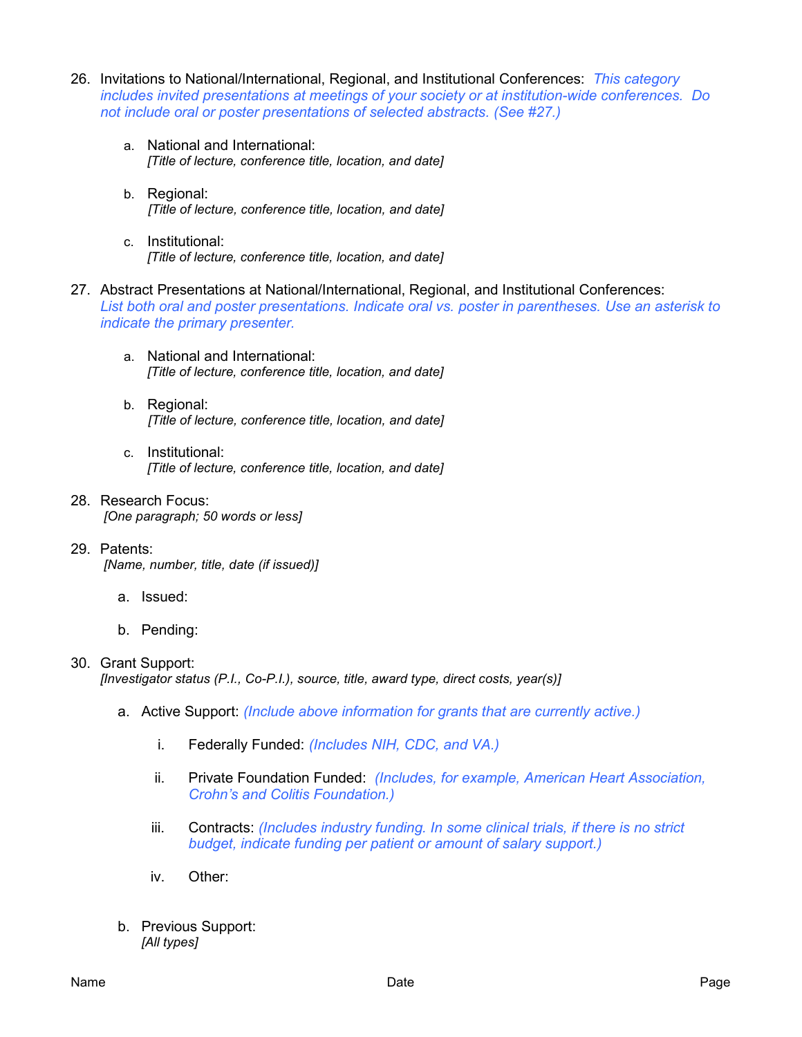26. Invitations to National/International, Regional, and Institutional Conferences: *This category includes invited presentations at meetings of your society or at institution-wide conferences. Do not include oral or poster presentations of selected abstracts. (See #27.)*

    a. National and International:
    *[Title of lecture, conference title, location, and date]*

    b. Regional:
    *[Title of lecture, conference title, location, and date]*

    c. Institutional:
    *[Title of lecture, conference title, location, and date]*

27. Abstract Presentations at National/International, Regional, and Institutional Conferences: *List both oral and poster presentations. Indicate oral vs. poster in parentheses. Use an asterisk to indicate the primary presenter.*

    a. National and International:
    *[Title of lecture, conference title, location, and date]*

    b. Regional:
    *[Title of lecture, conference title, location, and date]*

    c. Institutional:
    *[Title of lecture, conference title, location, and date]*

28. Research Focus:
    *[One paragraph; 50 words or less]*

29. Patents:
    *[Name, number, title, date (if issued)]*

    a. Issued:

    b. Pending:

30. Grant Support:
    *[Investigator status (P.I., Co-P.I.), source, title, award type, direct costs, year(s)]*

    a. Active Support: *(Include above information for grants that are currently active.)*

        i. Federally Funded: *(Includes NIH, CDC, and VA.)*

        ii. Private Foundation Funded: *(Includes, for example, American Heart Association, Crohn's and Colitis Foundation.)*

        iii. Contracts: *(Includes industry funding. In some clinical trials, if there is no strict budget, indicate funding per patient or amount of salary support.)*

        iv. Other:

    b. Previous Support:
    *[All types]*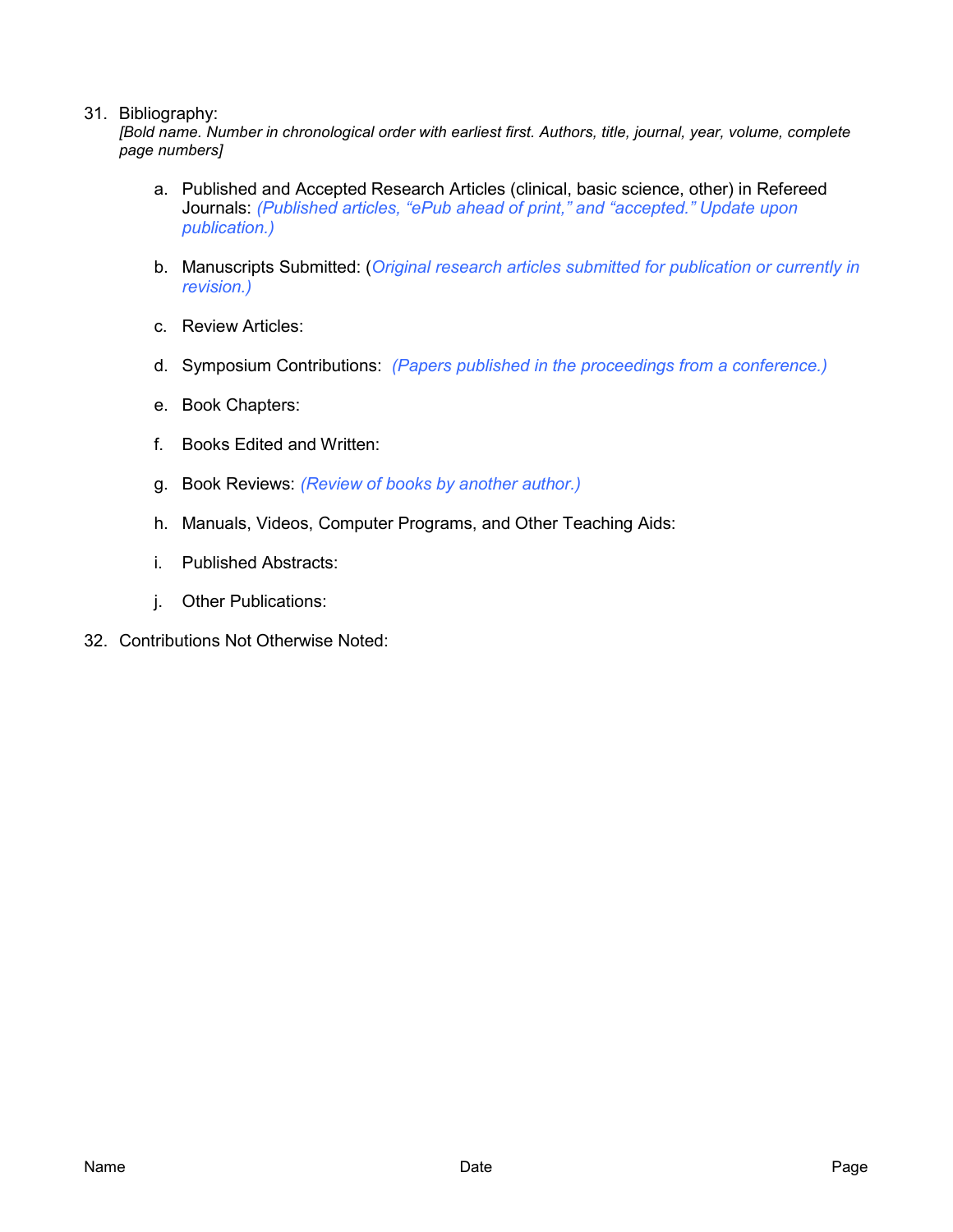31. Bibliography:
    *[Bold name. Number in chronological order with earliest first. Authors, title, journal, year, volume, complete page numbers]*

    a. Published and Accepted Research Articles (clinical, basic science, other) in Refereed Journals: *(Published articles, "ePub ahead of print," and "accepted." Update upon publication.)*

    b. Manuscripts Submitted: (*Original research articles submitted for publication or currently in revision.)*

    c. Review Articles:

    d. Symposium Contributions: *(Papers published in the proceedings from a conference.)*

    e. Book Chapters:

    f. Books Edited and Written:

    g. Book Reviews: *(Review of books by another author.)*

    h. Manuals, Videos, Computer Programs, and Other Teaching Aids:

    i. Published Abstracts:

    j. Other Publications:

32. Contributions Not Otherwise Noted: